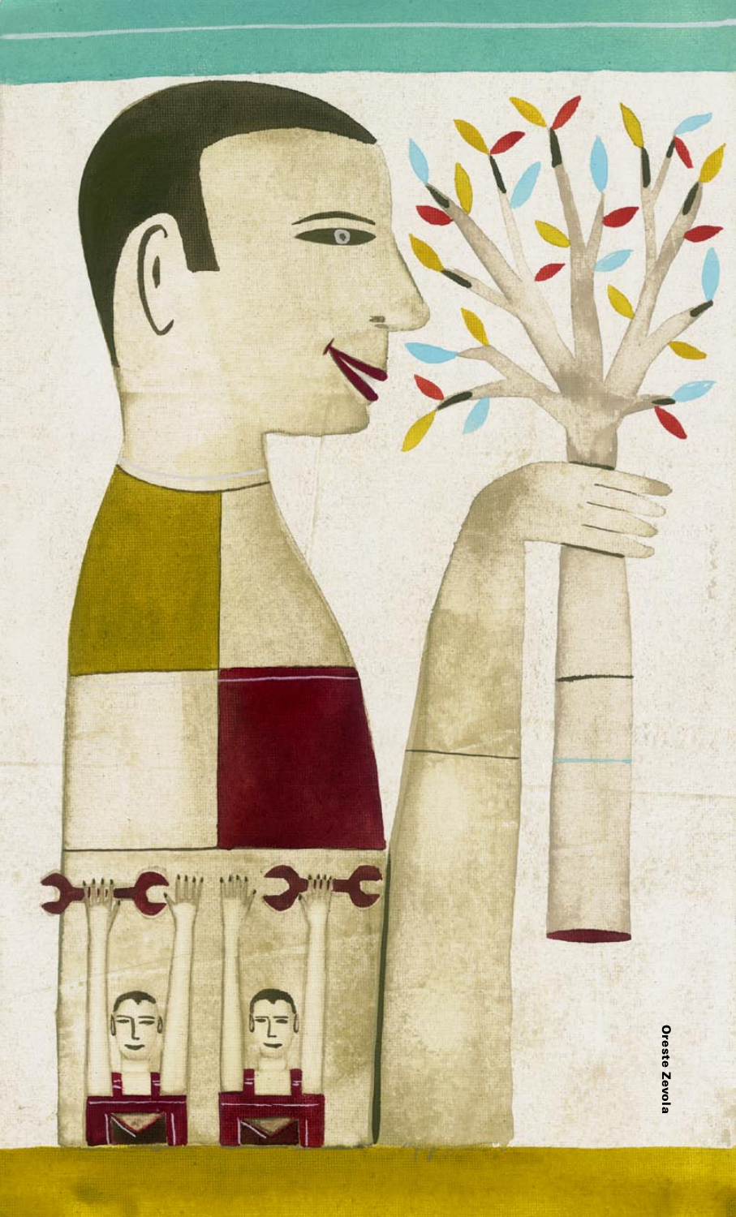Oreste Zevola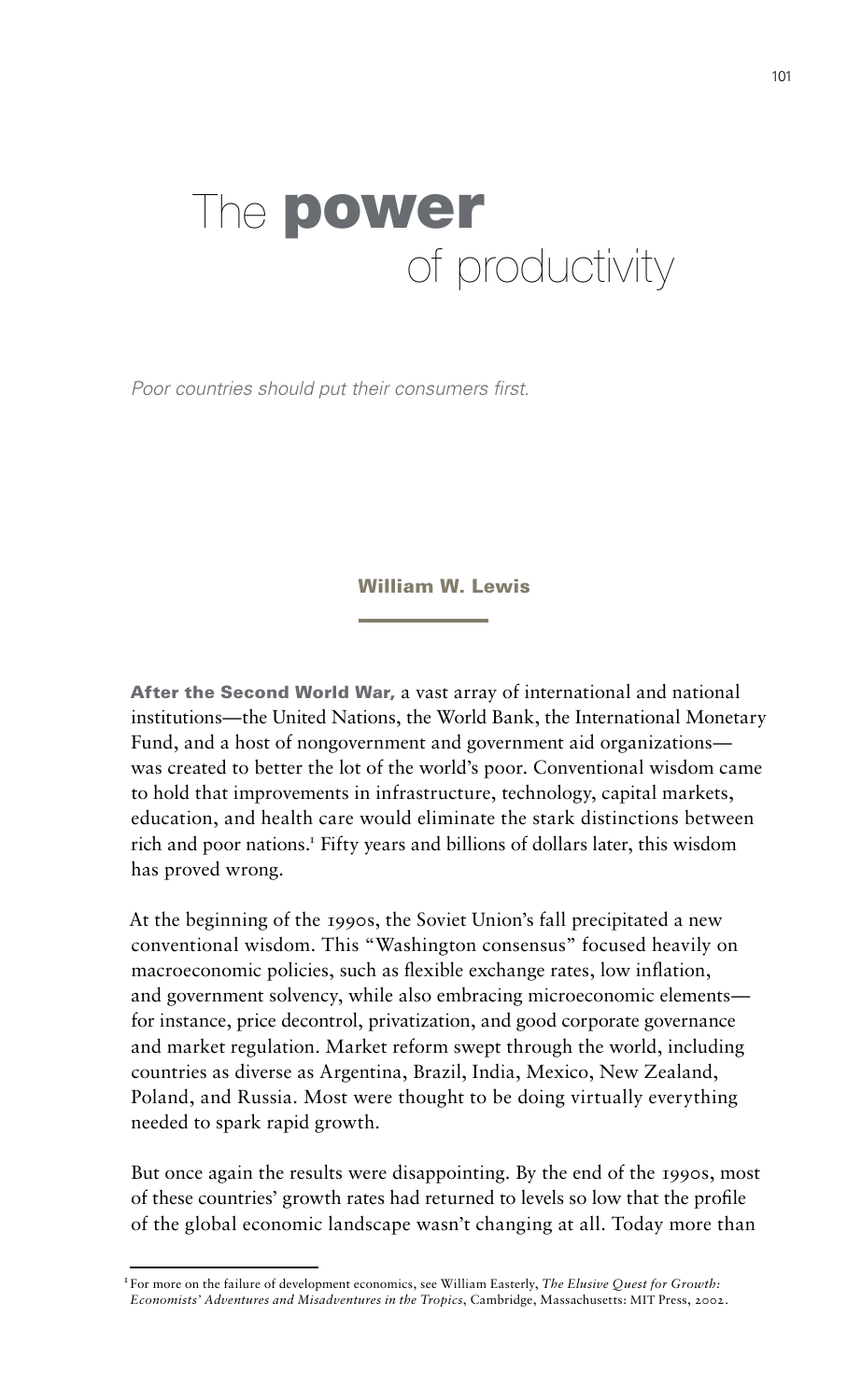# The **power** of productivity

*Poor countries should put their consumers first.*

**William W. Lewis**

**After the Second World War,** a vast array of international and national institutions—the United Nations, the World Bank, the International Monetary Fund, and a host of nongovernment and government aid organizations—was created to better the lot of the world's poor. Conventional wisdom came to hold that improvements in infrastructure, technology, capital markets, education, and health care would eliminate the stark distinctions between rich and poor nations.[1] Fifty years and billions of dollars later, this wisdom has proved wrong.

At the beginning of the 1990s, the Soviet Union's fall precipitated a new conventional wisdom. This "Washington consensus" focused heavily on macroeconomic policies, such as flexible exchange rates, low inflation, and government solvency, while also embracing microeconomic elements—for instance, price decontrol, privatization, and good corporate governance and market regulation. Market reform swept through the world, including countries as diverse as Argentina, Brazil, India, Mexico, New Zealand, Poland, and Russia. Most were thought to be doing virtually everything needed to spark rapid growth.

But once again the results were disappointing. By the end of the 1990s, most of these countries' growth rates had returned to levels so low that the profile of the global economic landscape wasn't changing at all. Today more than

[1] For more on the failure of development economics, see William Easterly, *The Elusive Quest for Growth: Economists' Adventures and Misadventures in the Tropics*, Cambridge, Massachusetts: MIT Press, 2002.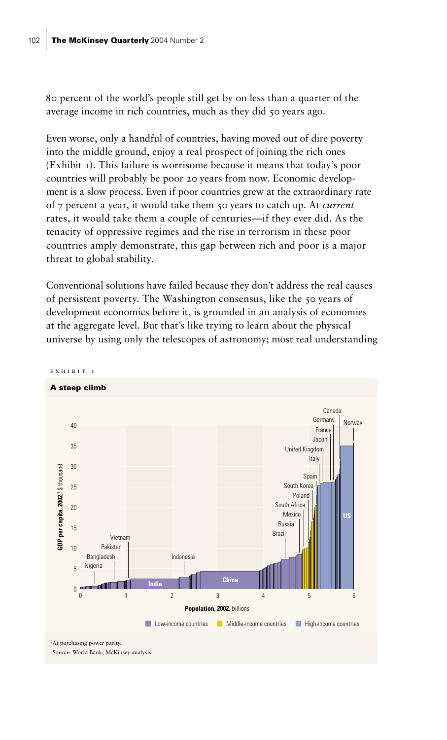80 percent of the world's people still get by on less than a quarter of the average income in rich countries, much as they did 50 years ago.

Even worse, only a handful of countries, having moved out of dire poverty into the middle ground, enjoy a real prospect of joining the rich ones (Exhibit 1). This failure is worrisome because it means that today's poor countries will probably be poor 20 years from now. Economic development is a slow process. Even if poor countries grew at the extraordinary rate of 7 percent a year, it would take them 50 years to catch up. At *current* rates, it would take them a couple of centuries—if they ever did. As the tenacity of oppressive regimes and the rise in terrorism in these poor countries amply demonstrate, this gap between rich and poor is a major threat to global stability.

Conventional solutions have failed because they don't address the real causes of persistent poverty. The Washington consensus, like the 50 years of development economics before it, is grounded in an analysis of economies at the aggregate level. But that's like trying to learn about the physical universe by using only the telescopes of astronomy; most real understanding

EXHIBIT 1

**A steep climb**

[Chart: GDP per capita, 2002,[1] $ thousand (y-axis, 0–40) vs. Population, 2002, billions (x-axis, 0–6). Labeled countries: Nigeria, Bangladesh, Pakistan, Vietnam, India, Indonesia, China, Brazil, Russia, Mexico, South Africa, Poland, South Korea, Spain, Italy, United Kingdom, Japan, France, Germany, Canada, Norway, US. Legend: Low-income countries; Middle-income countries; High-income countries]

[1]At purchasing power parity.

Source: World Bank; McKinsey analysis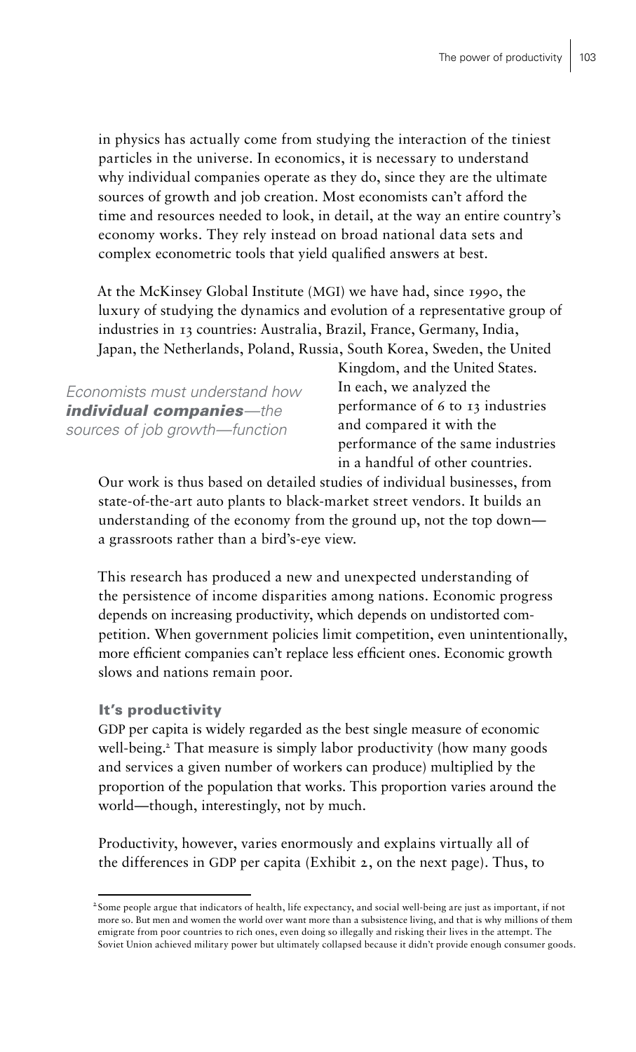in physics has actually come from studying the interaction of the tiniest particles in the universe. In economics, it is necessary to understand why individual companies operate as they do, since they are the ultimate sources of growth and job creation. Most economists can't afford the time and resources needed to look, in detail, at the way an entire country's economy works. They rely instead on broad national data sets and complex econometric tools that yield qualified answers at best.

At the McKinsey Global Institute (MGI) we have had, since 1990, the luxury of studying the dynamics and evolution of a representative group of industries in 13 countries: Australia, Brazil, France, Germany, India, Japan, the Netherlands, Poland, Russia, South Korea, Sweden, the United Kingdom, and the United States. In each, we analyzed the performance of 6 to 13 industries and compared it with the performance of the same industries in a handful of other countries.

*Economists must understand how* ***individual companies****—the sources of job growth—function*

Our work is thus based on detailed studies of individual businesses, from state-of-the-art auto plants to black-market street vendors. It builds an understanding of the economy from the ground up, not the top down—a grassroots rather than a bird's-eye view.

This research has produced a new and unexpected understanding of the persistence of income disparities among nations. Economic progress depends on increasing productivity, which depends on undistorted competition. When government policies limit competition, even unintentionally, more efficient companies can't replace less efficient ones. Economic growth slows and nations remain poor.

### It's productivity

GDP per capita is widely regarded as the best single measure of economic well-being.[2] That measure is simply labor productivity (how many goods and services a given number of workers can produce) multiplied by the proportion of the population that works. This proportion varies around the world—though, interestingly, not by much.

Productivity, however, varies enormously and explains virtually all of the differences in GDP per capita (Exhibit 2, on the next page). Thus, to

[2] Some people argue that indicators of health, life expectancy, and social well-being are just as important, if not more so. But men and women the world over want more than a subsistence living, and that is why millions of them emigrate from poor countries to rich ones, even doing so illegally and risking their lives in the attempt. The Soviet Union achieved military power but ultimately collapsed because it didn't provide enough consumer goods.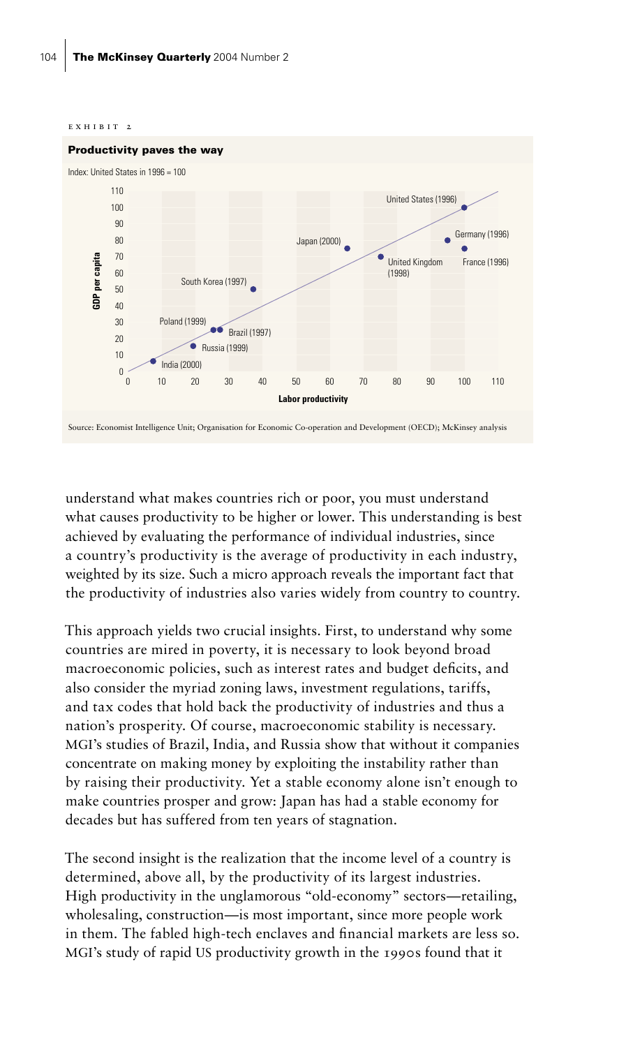EXHIBIT 2

**Productivity paves the way**

Index: United States in 1996 = 100

Source: Economist Intelligence Unit; Organisation for Economic Co-operation and Development (OECD); McKinsey analysis

understand what makes countries rich or poor, you must understand what causes productivity to be higher or lower. This understanding is best achieved by evaluating the performance of individual industries, since a country's productivity is the average of productivity in each industry, weighted by its size. Such a micro approach reveals the important fact that the productivity of industries also varies widely from country to country.

This approach yields two crucial insights. First, to understand why some countries are mired in poverty, it is necessary to look beyond broad macroeconomic policies, such as interest rates and budget deficits, and also consider the myriad zoning laws, investment regulations, tariffs, and tax codes that hold back the productivity of industries and thus a nation's prosperity. Of course, macroeconomic stability is necessary. MGI's studies of Brazil, India, and Russia show that without it companies concentrate on making money by exploiting the instability rather than by raising their productivity. Yet a stable economy alone isn't enough to make countries prosper and grow: Japan has had a stable economy for decades but has suffered from ten years of stagnation.

The second insight is the realization that the income level of a country is determined, above all, by the productivity of its largest industries. High productivity in the unglamorous "old-economy" sectors—retailing, wholesaling, construction—is most important, since more people work in them. The fabled high-tech enclaves and financial markets are less so. MGI's study of rapid US productivity growth in the 1990s found that it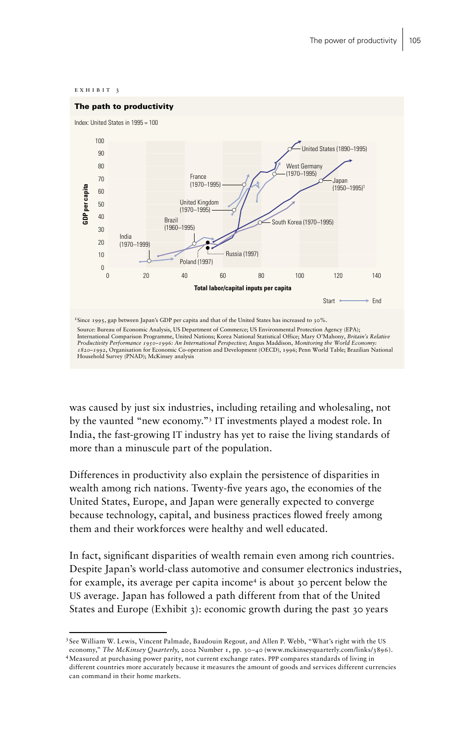EXHIBIT 3

**The path to productivity**

Index: United States in 1995 = 100

[1] Since 1995, gap between Japan's GDP per capita and that of the United States has increased to 30%.

Source: Bureau of Economic Analysis, US Department of Commerce; US Environmental Protection Agency (EPA); International Comparison Programme, United Nations; Korea National Statistical Office; Mary O'Mahony, *Britain's Relative Productivity Performance 1950–1996: An International Perspective*; Angus Maddison, *Monitoring the World Economy: 1820–1992*, Organisation for Economic Co-operation and Development (OECD), 1996; Penn World Table; Brazilian National Household Survey (PNAD); McKinsey analysis

was caused by just six industries, including retailing and wholesaling, not by the vaunted "new economy."[3] IT investments played a modest role. In India, the fast-growing IT industry has yet to raise the living standards of more than a minuscule part of the population.

Differences in productivity also explain the persistence of disparities in wealth among rich nations. Twenty-five years ago, the economies of the United States, Europe, and Japan were generally expected to converge because technology, capital, and business practices flowed freely among them and their workforces were healthy and well educated.

In fact, significant disparities of wealth remain even among rich countries. Despite Japan's world-class automotive and consumer electronics industries, for example, its average per capita income[4] is about 30 percent below the US average. Japan has followed a path different from that of the United States and Europe (Exhibit 3): economic growth during the past 30 years

[3] See William W. Lewis, Vincent Palmade, Baudouin Regout, and Allen P. Webb, "What's right with the US economy," *The McKinsey Quarterly*, 2002 Number 1, pp. 30–40 (www.mckinseyquarterly.com/links/3896).

[4] Measured at purchasing power parity, not current exchange rates. PPP compares standards of living in different countries more accurately because it measures the amount of goods and services different currencies can command in their home markets.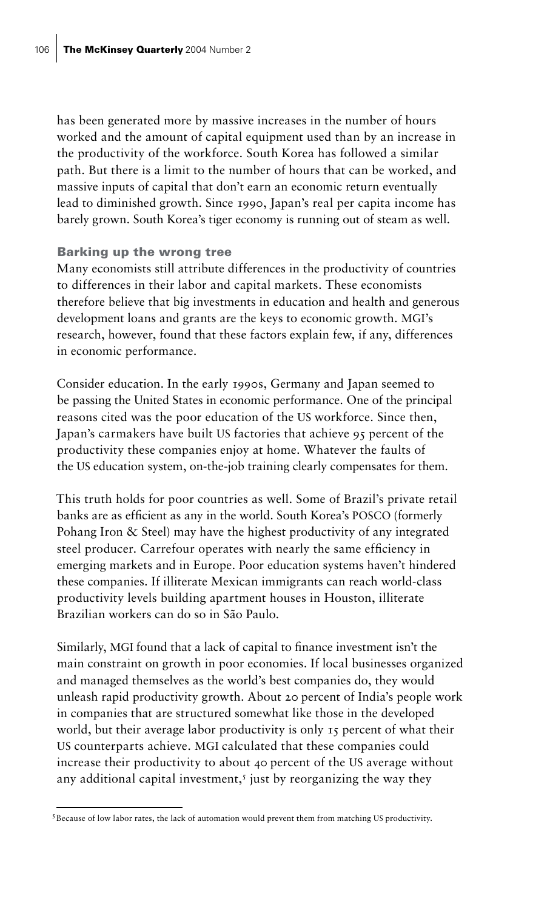has been generated more by massive increases in the number of hours worked and the amount of capital equipment used than by an increase in the productivity of the workforce. South Korea has followed a similar path. But there is a limit to the number of hours that can be worked, and massive inputs of capital that don't earn an economic return eventually lead to diminished growth. Since 1990, Japan's real per capita income has barely grown. South Korea's tiger economy is running out of steam as well.

### Barking up the wrong tree

Many economists still attribute differences in the productivity of countries to differences in their labor and capital markets. These economists therefore believe that big investments in education and health and generous development loans and grants are the keys to economic growth. MGI's research, however, found that these factors explain few, if any, differences in economic performance.

Consider education. In the early 1990s, Germany and Japan seemed to be passing the United States in economic performance. One of the principal reasons cited was the poor education of the US workforce. Since then, Japan's carmakers have built US factories that achieve 95 percent of the productivity these companies enjoy at home. Whatever the faults of the US education system, on-the-job training clearly compensates for them.

This truth holds for poor countries as well. Some of Brazil's private retail banks are as efficient as any in the world. South Korea's POSCO (formerly Pohang Iron & Steel) may have the highest productivity of any integrated steel producer. Carrefour operates with nearly the same efficiency in emerging markets and in Europe. Poor education systems haven't hindered these companies. If illiterate Mexican immigrants can reach world-class productivity levels building apartment houses in Houston, illiterate Brazilian workers can do so in São Paulo.

Similarly, MGI found that a lack of capital to finance investment isn't the main constraint on growth in poor economies. If local businesses organized and managed themselves as the world's best companies do, they would unleash rapid productivity growth. About 20 percent of India's people work in companies that are structured somewhat like those in the developed world, but their average labor productivity is only 15 percent of what their US counterparts achieve. MGI calculated that these companies could increase their productivity to about 40 percent of the US average without any additional capital investment,[5] just by reorganizing the way they

[5] Because of low labor rates, the lack of automation would prevent them from matching US productivity.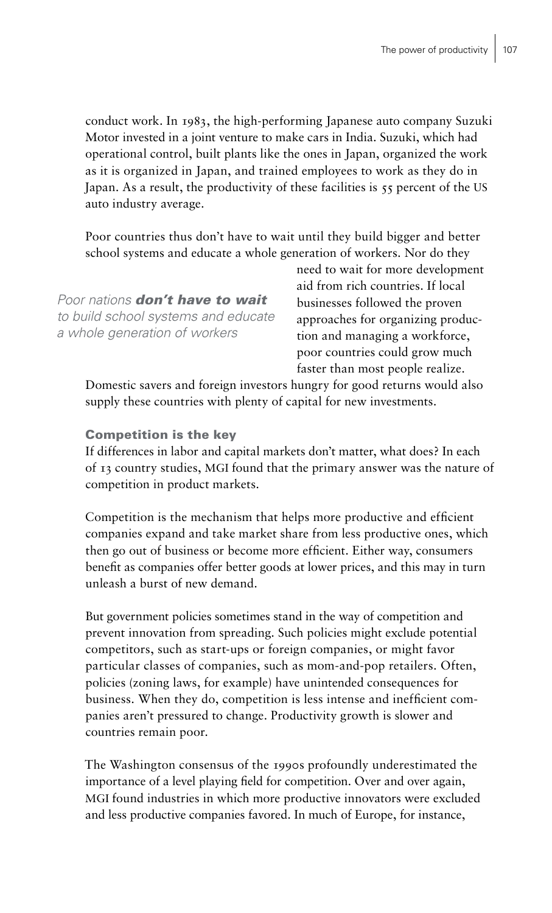conduct work. In 1983, the high-performing Japanese auto company Suzuki Motor invested in a joint venture to make cars in India. Suzuki, which had operational control, built plants like the ones in Japan, organized the work as it is organized in Japan, and trained employees to work as they do in Japan. As a result, the productivity of these facilities is 55 percent of the US auto industry average.

Poor countries thus don't have to wait until they build bigger and better school systems and educate a whole generation of workers. Nor do they need to wait for more development aid from rich countries. If local businesses followed the proven approaches for organizing production and managing a workforce, poor countries could grow much faster than most people realize. Domestic savers and foreign investors hungry for good returns would also supply these countries with plenty of capital for new investments.

*Poor nations **don't have to wait** to build school systems and educate a whole generation of workers*

### Competition is the key

If differences in labor and capital markets don't matter, what does? In each of 13 country studies, MGI found that the primary answer was the nature of competition in product markets.

Competition is the mechanism that helps more productive and efficient companies expand and take market share from less productive ones, which then go out of business or become more efficient. Either way, consumers benefit as companies offer better goods at lower prices, and this may in turn unleash a burst of new demand.

But government policies sometimes stand in the way of competition and prevent innovation from spreading. Such policies might exclude potential competitors, such as start-ups or foreign companies, or might favor particular classes of companies, such as mom-and-pop retailers. Often, policies (zoning laws, for example) have unintended consequences for business. When they do, competition is less intense and inefficient companies aren't pressured to change. Productivity growth is slower and countries remain poor.

The Washington consensus of the 1990s profoundly underestimated the importance of a level playing field for competition. Over and over again, MGI found industries in which more productive innovators were excluded and less productive companies favored. In much of Europe, for instance,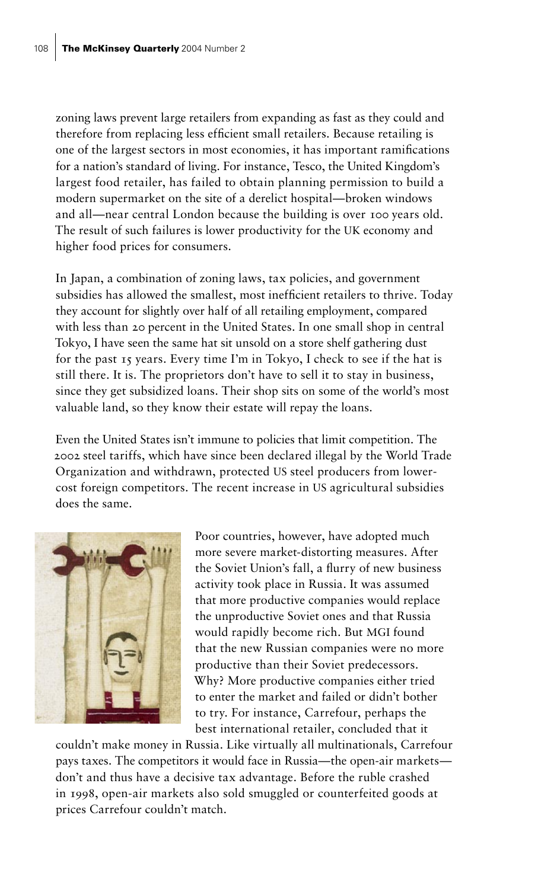zoning laws prevent large retailers from expanding as fast as they could and therefore from replacing less efficient small retailers. Because retailing is one of the largest sectors in most economies, it has important ramifications for a nation's standard of living. For instance, Tesco, the United Kingdom's largest food retailer, has failed to obtain planning permission to build a modern supermarket on the site of a derelict hospital—broken windows and all—near central London because the building is over 100 years old. The result of such failures is lower productivity for the UK economy and higher food prices for consumers.

In Japan, a combination of zoning laws, tax policies, and government subsidies has allowed the smallest, most inefficient retailers to thrive. Today they account for slightly over half of all retailing employment, compared with less than 20 percent in the United States. In one small shop in central Tokyo, I have seen the same hat sit unsold on a store shelf gathering dust for the past 15 years. Every time I'm in Tokyo, I check to see if the hat is still there. It is. The proprietors don't have to sell it to stay in business, since they get subsidized loans. Their shop sits on some of the world's most valuable land, so they know their estate will repay the loans.

Even the United States isn't immune to policies that limit competition. The 2002 steel tariffs, which have since been declared illegal by the World Trade Organization and withdrawn, protected US steel producers from lower-cost foreign competitors. The recent increase in US agricultural subsidies does the same.

Poor countries, however, have adopted much more severe market-distorting measures. After the Soviet Union's fall, a flurry of new business activity took place in Russia. It was assumed that more productive companies would replace the unproductive Soviet ones and that Russia would rapidly become rich. But MGI found that the new Russian companies were no more productive than their Soviet predecessors. Why? More productive companies either tried to enter the market and failed or didn't bother to try. For instance, Carrefour, perhaps the best international retailer, concluded that it couldn't make money in Russia. Like virtually all multinationals, Carrefour pays taxes. The competitors it would face in Russia—the open-air markets—don't and thus have a decisive tax advantage. Before the ruble crashed in 1998, open-air markets also sold smuggled or counterfeited goods at prices Carrefour couldn't match.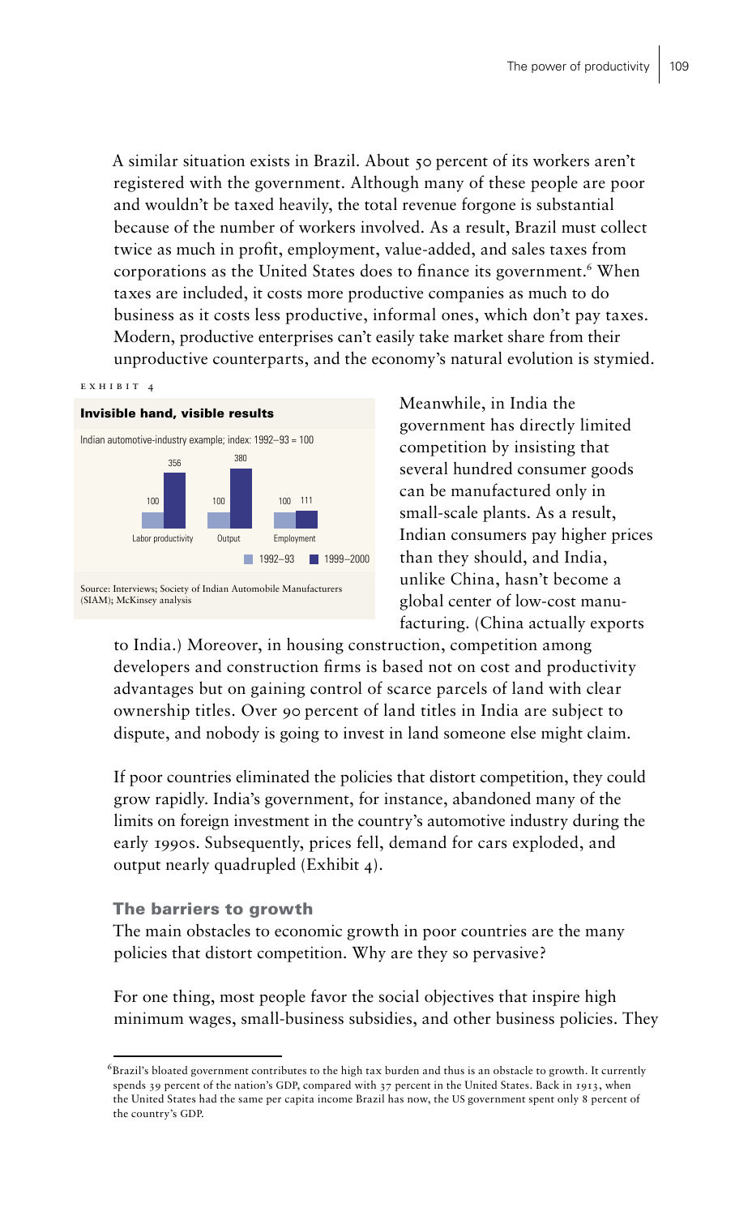A similar situation exists in Brazil. About 50 percent of its workers aren't registered with the government. Although many of these people are poor and wouldn't be taxed heavily, the total revenue forgone is substantial because of the number of workers involved. As a result, Brazil must collect twice as much in profit, employment, value-added, and sales taxes from corporations as the United States does to finance its government.[6] When taxes are included, it costs more productive companies as much to do business as it costs less productive, informal ones, which don't pay taxes. Modern, productive enterprises can't easily take market share from their unproductive counterparts, and the economy's natural evolution is stymied.

EXHIBIT 4

**Invisible hand, visible results**

Indian automotive-industry example; index: 1992–93 = 100

| | 1992–93 | 1999–2000 |
|---|---|---|
| Labor productivity | 100 | 356 |
| Output | 100 | 380 |
| Employment | 100 | 111 |

Source: Interviews; Society of Indian Automobile Manufacturers (SIAM); McKinsey analysis

Meanwhile, in India the government has directly limited competition by insisting that several hundred consumer goods can be manufactured only in small-scale plants. As a result, Indian consumers pay higher prices than they should, and India, unlike China, hasn't become a global center of low-cost manufacturing. (China actually exports to India.) Moreover, in housing construction, competition among developers and construction firms is based not on cost and productivity advantages but on gaining control of scarce parcels of land with clear ownership titles. Over 90 percent of land titles in India are subject to dispute, and nobody is going to invest in land someone else might claim.

If poor countries eliminated the policies that distort competition, they could grow rapidly. India's government, for instance, abandoned many of the limits on foreign investment in the country's automotive industry during the early 1990s. Subsequently, prices fell, demand for cars exploded, and output nearly quadrupled (Exhibit 4).

### The barriers to growth

The main obstacles to economic growth in poor countries are the many policies that distort competition. Why are they so pervasive?

For one thing, most people favor the social objectives that inspire high minimum wages, small-business subsidies, and other business policies. They

[6] Brazil's bloated government contributes to the high tax burden and thus is an obstacle to growth. It currently spends 39 percent of the nation's GDP, compared with 37 percent in the United States. Back in 1913, when the United States had the same per capita income Brazil has now, the US government spent only 8 percent of the country's GDP.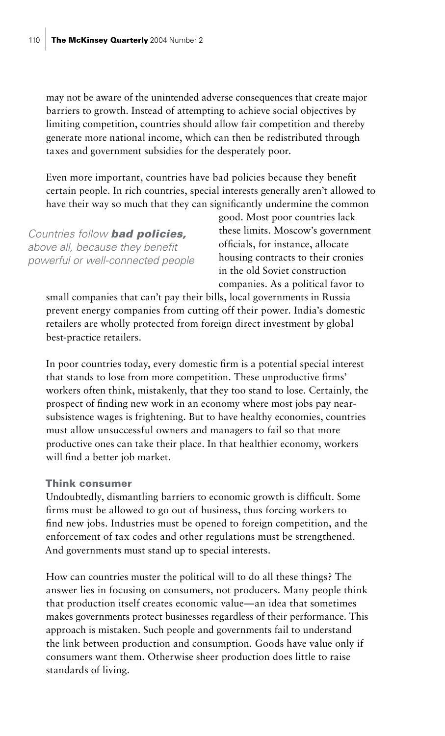may not be aware of the unintended adverse consequences that create major barriers to growth. Instead of attempting to achieve social objectives by limiting competition, countries should allow fair competition and thereby generate more national income, which can then be redistributed through taxes and government subsidies for the desperately poor.

Even more important, countries have bad policies because they benefit certain people. In rich countries, special interests generally aren't allowed to have their way so much that they can significantly undermine the common good. Most poor countries lack these limits. Moscow's government officials, for instance, allocate housing contracts to their cronies in the old Soviet construction companies. As a political favor to small companies that can't pay their bills, local governments in Russia prevent energy companies from cutting off their power. India's domestic retailers are wholly protected from foreign direct investment by global best-practice retailers.

*Countries follow **bad policies,** above all, because they benefit powerful or well-connected people*

In poor countries today, every domestic firm is a potential special interest that stands to lose from more competition. These unproductive firms' workers often think, mistakenly, that they too stand to lose. Certainly, the prospect of finding new work in an economy where most jobs pay near-subsistence wages is frightening. But to have healthy economies, countries must allow unsuccessful owners and managers to fail so that more productive ones can take their place. In that healthier economy, workers will find a better job market.

### Think consumer

Undoubtedly, dismantling barriers to economic growth is difficult. Some firms must be allowed to go out of business, thus forcing workers to find new jobs. Industries must be opened to foreign competition, and the enforcement of tax codes and other regulations must be strengthened. And governments must stand up to special interests.

How can countries muster the political will to do all these things? The answer lies in focusing on consumers, not producers. Many people think that production itself creates economic value—an idea that sometimes makes governments protect businesses regardless of their performance. This approach is mistaken. Such people and governments fail to understand the link between production and consumption. Goods have value only if consumers want them. Otherwise sheer production does little to raise standards of living.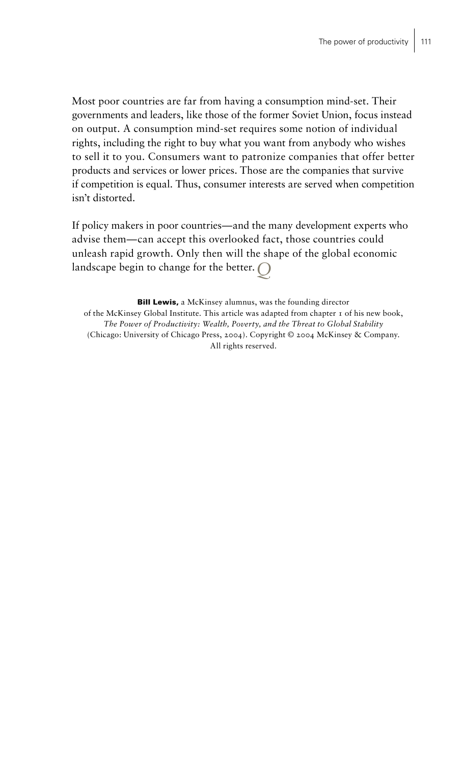Most poor countries are far from having a consumption mind-set. Their governments and leaders, like those of the former Soviet Union, focus instead on output. A consumption mind-set requires some notion of individual rights, including the right to buy what you want from anybody who wishes to sell it to you. Consumers want to patronize companies that offer better products and services or lower prices. Those are the companies that survive if competition is equal. Thus, consumer interests are served when competition isn't distorted.

If policy makers in poor countries—and the many development experts who advise them—can accept this overlooked fact, those countries could unleash rapid growth. Only then will the shape of the global economic landscape begin to change for the better.

**Bill Lewis,** a McKinsey alumnus, was the founding director of the McKinsey Global Institute. This article was adapted from chapter 1 of his new book, *The Power of Productivity: Wealth, Poverty, and the Threat to Global Stability* (Chicago: University of Chicago Press, 2004). Copyright © 2004 McKinsey & Company. All rights reserved.